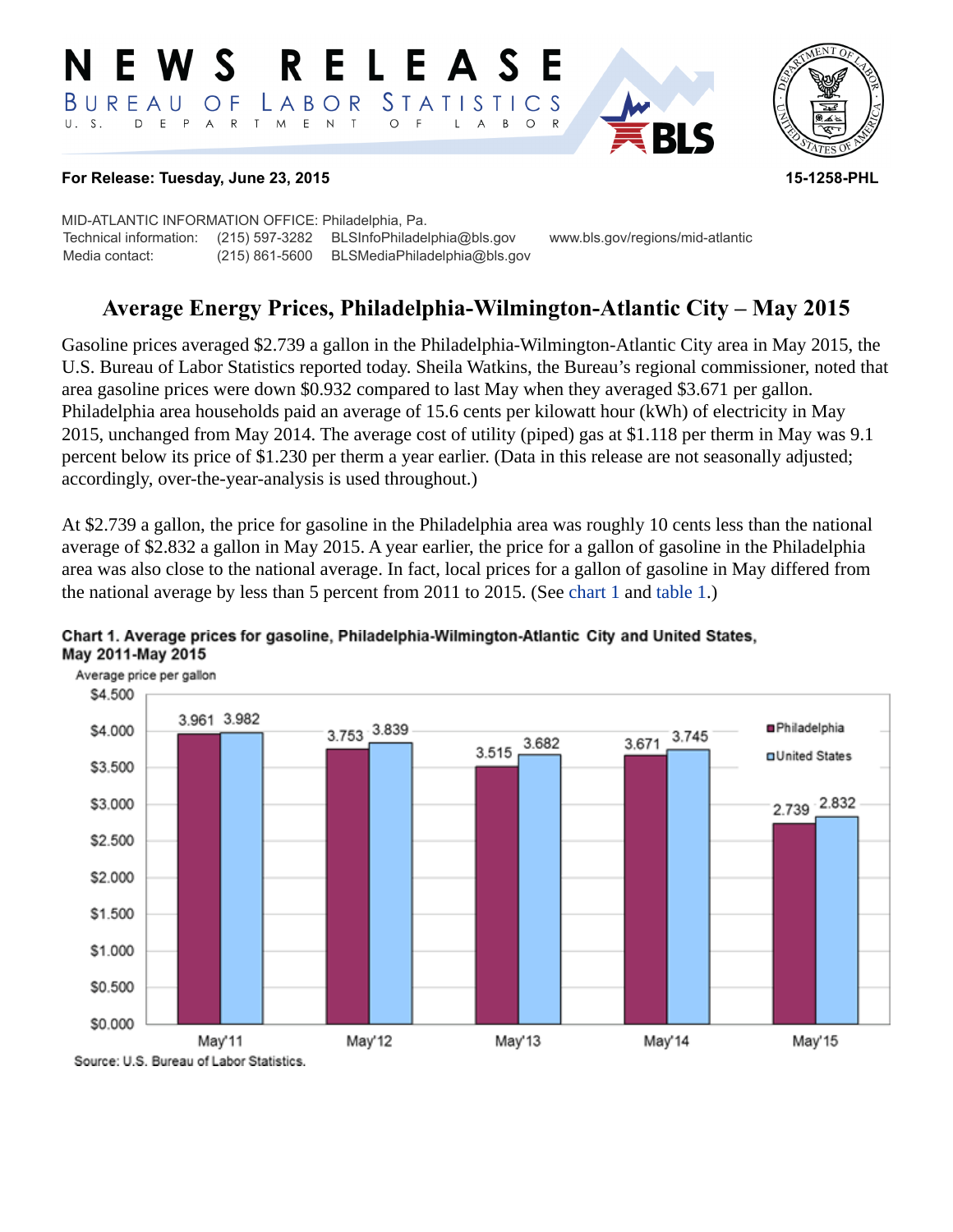# NEWS RELEASE

BUREAU OF LABOR STATISTICS

U. S. DEPARTMENT OF LABOR

**For Release: Tuesday, June 23, 2015** **15-1258-PHL**

MID-ATLANTIC INFORMATION OFFICE: Philadelphia, Pa.

| | | | |
|---|---|---|---|
| Technical information: | (215) 597-3282 | BLSInfoPhiladelphia@bls.gov | www.bls.gov/regions/mid-atlantic |
| Media contact: | (215) 861-5600 | BLSMediaPhiladelphia@bls.gov | |

## Average Energy Prices, Philadelphia-Wilmington-Atlantic City – May 2015

Gasoline prices averaged $2.739 a gallon in the Philadelphia-Wilmington-Atlantic City area in May 2015, the U.S. Bureau of Labor Statistics reported today. Sheila Watkins, the Bureau's regional commissioner, noted that area gasoline prices were down $0.932 compared to last May when they averaged $3.671 per gallon. Philadelphia area households paid an average of 15.6 cents per kilowatt hour (kWh) of electricity in May 2015, unchanged from May 2014. The average cost of utility (piped) gas at $1.118 per therm in May was 9.1 percent below its price of $1.230 per therm a year earlier. (Data in this release are not seasonally adjusted; accordingly, over-the-year-analysis is used throughout.)

At $2.739 a gallon, the price for gasoline in the Philadelphia area was roughly 10 cents less than the national average of $2.832 a gallon in May 2015. A year earlier, the price for a gallon of gasoline in the Philadelphia area was also close to the national average. In fact, local prices for a gallon of gasoline in May differed from the national average by less than 5 percent from 2011 to 2015. (See chart 1 and table 1.)

**Chart 1. Average prices for gasoline, Philadelphia-Wilmington-Atlantic City and United States, May 2011-May 2015**

Average price per gallon

| | Philadelphia | United States |
|---|---|---|
| May'11 | 3.961 | 3.982 |
| May'12 | 3.753 | 3.839 |
| May'13 | 3.515 | 3.682 |
| May'14 | 3.671 | 3.745 |
| May'15 | 2.739 | 2.832 |

Source: U.S. Bureau of Labor Statistics.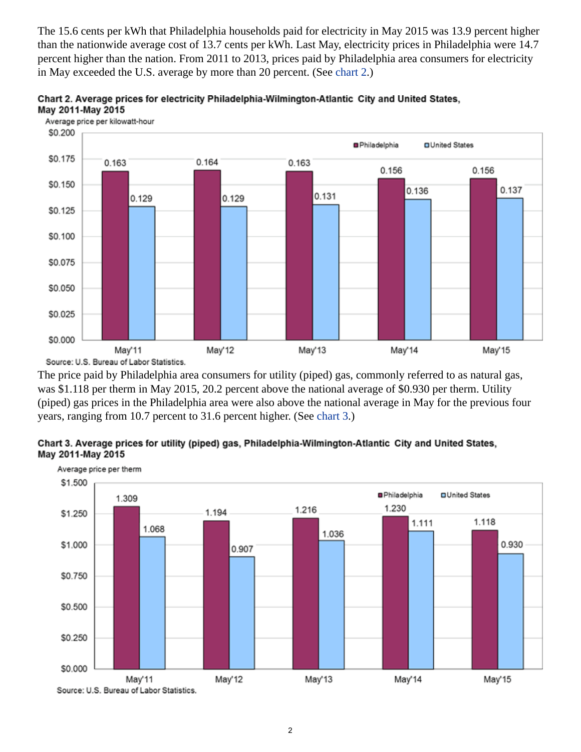The 15.6 cents per kWh that Philadelphia households paid for electricity in May 2015 was 13.9 percent higher than the nationwide average cost of 13.7 cents per kWh. Last May, electricity prices in Philadelphia were 14.7 percent higher than the nation. From 2011 to 2013, prices paid by Philadelphia area consumers for electricity in May exceeded the U.S. average by more than 20 percent. (See chart 2.)

**Chart 2. Average prices for electricity Philadelphia-Wilmington-Atlantic City and United States, May 2011-May 2015**

Average price per kilowatt-hour

| | Philadelphia | United States |
|---|---|---|
| May'11 | 0.163 | 0.129 |
| May'12 | 0.164 | 0.129 |
| May'13 | 0.163 | 0.131 |
| May'14 | 0.156 | 0.136 |
| May'15 | 0.156 | 0.137 |

Source: U.S. Bureau of Labor Statistics.

The price paid by Philadelphia area consumers for utility (piped) gas, commonly referred to as natural gas, was $1.118 per therm in May 2015, 20.2 percent above the national average of $0.930 per therm. Utility (piped) gas prices in the Philadelphia area were also above the national average in May for the previous four years, ranging from 10.7 percent to 31.6 percent higher. (See chart 3.)

**Chart 3. Average prices for utility (piped) gas, Philadelphia-Wilmington-Atlantic City and United States, May 2011-May 2015**

Average price per therm

| | Philadelphia | United States |
|---|---|---|
| May'11 | 1.309 | 1.068 |
| May'12 | 1.194 | 0.907 |
| May'13 | 1.216 | 1.036 |
| May'14 | 1.230 | 1.111 |
| May'15 | 1.118 | 0.930 |

Source: U.S. Bureau of Labor Statistics.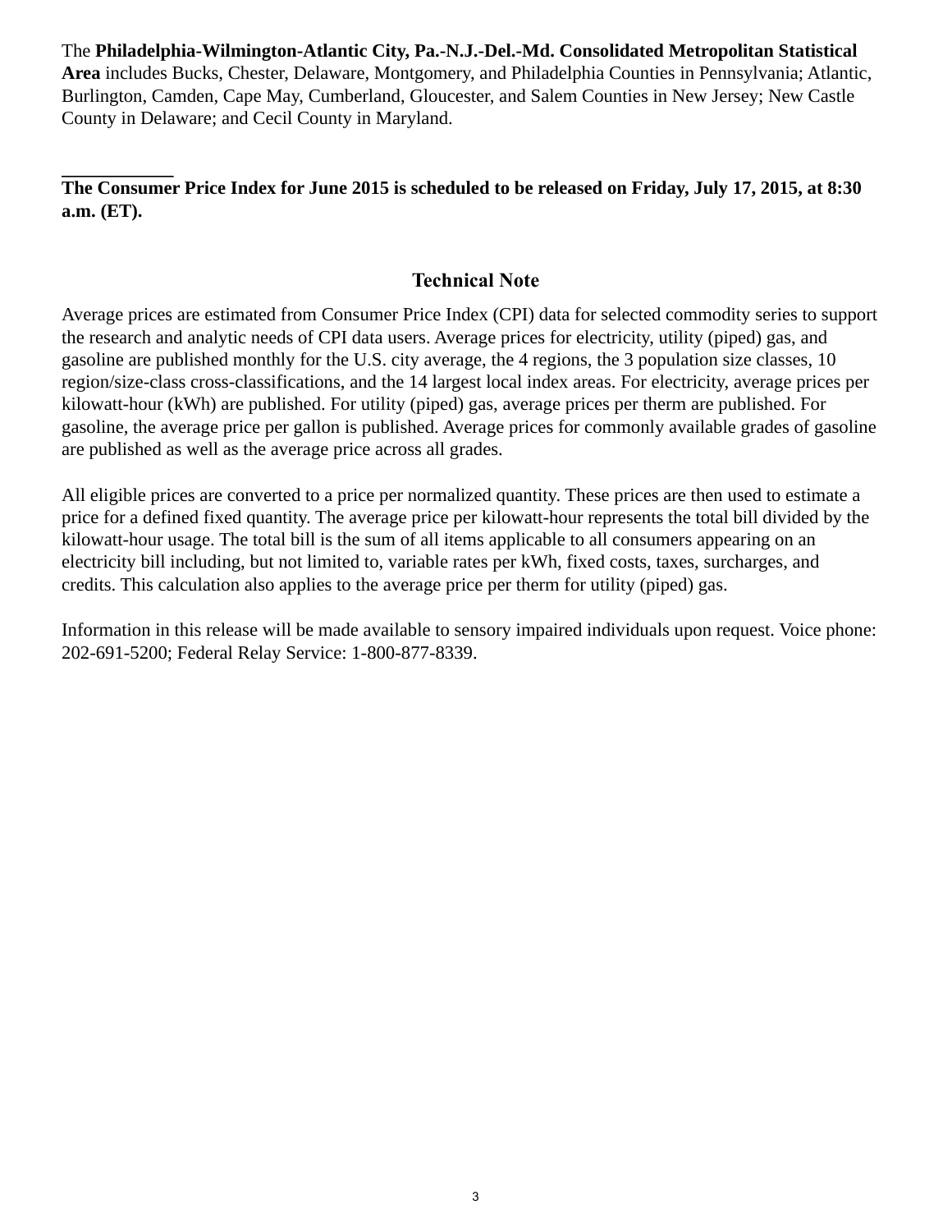The **Philadelphia-Wilmington-Atlantic City, Pa.-N.J.-Del.-Md. Consolidated Metropolitan Statistical Area** includes Bucks, Chester, Delaware, Montgomery, and Philadelphia Counties in Pennsylvania; Atlantic, Burlington, Camden, Cape May, Cumberland, Gloucester, and Salem Counties in New Jersey; New Castle County in Delaware; and Cecil County in Maryland.

___________

**The Consumer Price Index for June 2015 is scheduled to be released on Friday, July 17, 2015, at 8:30 a.m. (ET).**

## Technical Note

Average prices are estimated from Consumer Price Index (CPI) data for selected commodity series to support the research and analytic needs of CPI data users. Average prices for electricity, utility (piped) gas, and gasoline are published monthly for the U.S. city average, the 4 regions, the 3 population size classes, 10 region/size-class cross-classifications, and the 14 largest local index areas. For electricity, average prices per kilowatt-hour (kWh) are published. For utility (piped) gas, average prices per therm are published. For gasoline, the average price per gallon is published. Average prices for commonly available grades of gasoline are published as well as the average price across all grades.

All eligible prices are converted to a price per normalized quantity. These prices are then used to estimate a price for a defined fixed quantity. The average price per kilowatt-hour represents the total bill divided by the kilowatt-hour usage. The total bill is the sum of all items applicable to all consumers appearing on an electricity bill including, but not limited to, variable rates per kWh, fixed costs, taxes, surcharges, and credits. This calculation also applies to the average price per therm for utility (piped) gas.

Information in this release will be made available to sensory impaired individuals upon request. Voice phone: 202-691-5200; Federal Relay Service: 1-800-877-8339.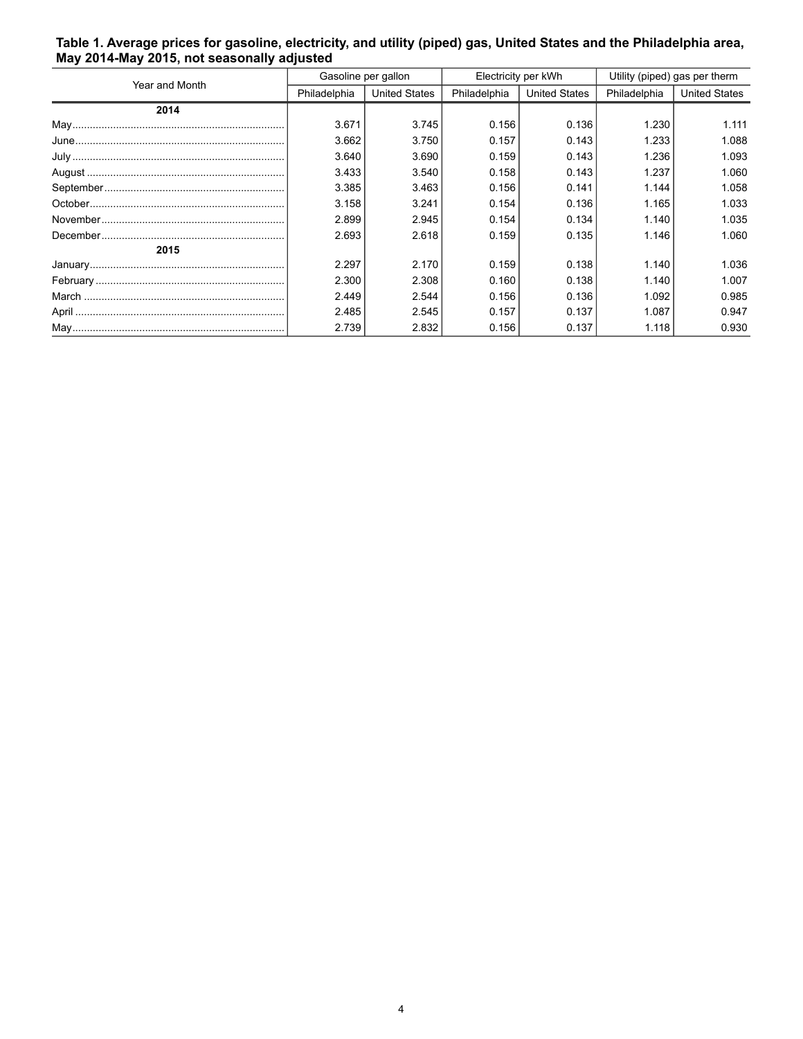**Table 1. Average prices for gasoline, electricity, and utility (piped) gas, United States and the Philadelphia area, May 2014-May 2015, not seasonally adjusted**

| Year and Month | Gasoline per gallon | | Electricity per kWh | | Utility (piped) gas per therm | |
|---|---|---|---|---|---|---|
| | Philadelphia | United States | Philadelphia | United States | Philadelphia | United States |
| **2014** | | | | | | |
| May | 3.671 | 3.745 | 0.156 | 0.136 | 1.230 | 1.111 |
| June | 3.662 | 3.750 | 0.157 | 0.143 | 1.233 | 1.088 |
| July | 3.640 | 3.690 | 0.159 | 0.143 | 1.236 | 1.093 |
| August | 3.433 | 3.540 | 0.158 | 0.143 | 1.237 | 1.060 |
| September | 3.385 | 3.463 | 0.156 | 0.141 | 1.144 | 1.058 |
| October | 3.158 | 3.241 | 0.154 | 0.136 | 1.165 | 1.033 |
| November | 2.899 | 2.945 | 0.154 | 0.134 | 1.140 | 1.035 |
| December | 2.693 | 2.618 | 0.159 | 0.135 | 1.146 | 1.060 |
| **2015** | | | | | | |
| January | 2.297 | 2.170 | 0.159 | 0.138 | 1.140 | 1.036 |
| February | 2.300 | 2.308 | 0.160 | 0.138 | 1.140 | 1.007 |
| March | 2.449 | 2.544 | 0.156 | 0.136 | 1.092 | 0.985 |
| April | 2.485 | 2.545 | 0.157 | 0.137 | 1.087 | 0.947 |
| May | 2.739 | 2.832 | 0.156 | 0.137 | 1.118 | 0.930 |